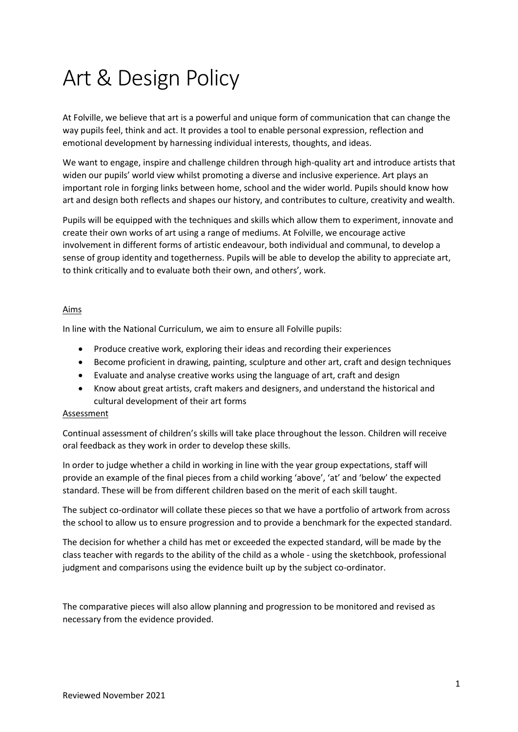# Art & Design Policy

At Folville, we believe that art is a powerful and unique form of communication that can change the way pupils feel, think and act. It provides a tool to enable personal expression, reflection and emotional development by harnessing individual interests, thoughts, and ideas.

We want to engage, inspire and challenge children through high-quality art and introduce artists that widen our pupils' world view whilst promoting a diverse and inclusive experience. Art plays an important role in forging links between home, school and the wider world. Pupils should know how art and design both reflects and shapes our history, and contributes to culture, creativity and wealth.

Pupils will be equipped with the techniques and skills which allow them to experiment, innovate and create their own works of art using a range of mediums. At Folville, we encourage active involvement in different forms of artistic endeavour, both individual and communal, to develop a sense of group identity and togetherness. Pupils will be able to develop the ability to appreciate art, to think critically and to evaluate both their own, and others', work.

## Aims

In line with the National Curriculum, we aim to ensure all Folville pupils:

- Produce creative work, exploring their ideas and recording their experiences
- Become proficient in drawing, painting, sculpture and other art, craft and design techniques
- Evaluate and analyse creative works using the language of art, craft and design
- Know about great artists, craft makers and designers, and understand the historical and cultural development of their art forms

## Assessment

Continual assessment of children's skills will take place throughout the lesson. Children will receive oral feedback as they work in order to develop these skills.

In order to judge whether a child in working in line with the year group expectations, staff will provide an example of the final pieces from a child working 'above', 'at' and 'below' the expected standard. These will be from different children based on the merit of each skill taught.

The subject co-ordinator will collate these pieces so that we have a portfolio of artwork from across the school to allow us to ensure progression and to provide a benchmark for the expected standard.

The decision for whether a child has met or exceeded the expected standard, will be made by the class teacher with regards to the ability of the child as a whole - using the sketchbook, professional judgment and comparisons using the evidence built up by the subject co-ordinator.

The comparative pieces will also allow planning and progression to be monitored and revised as necessary from the evidence provided.

Reviewed November 2021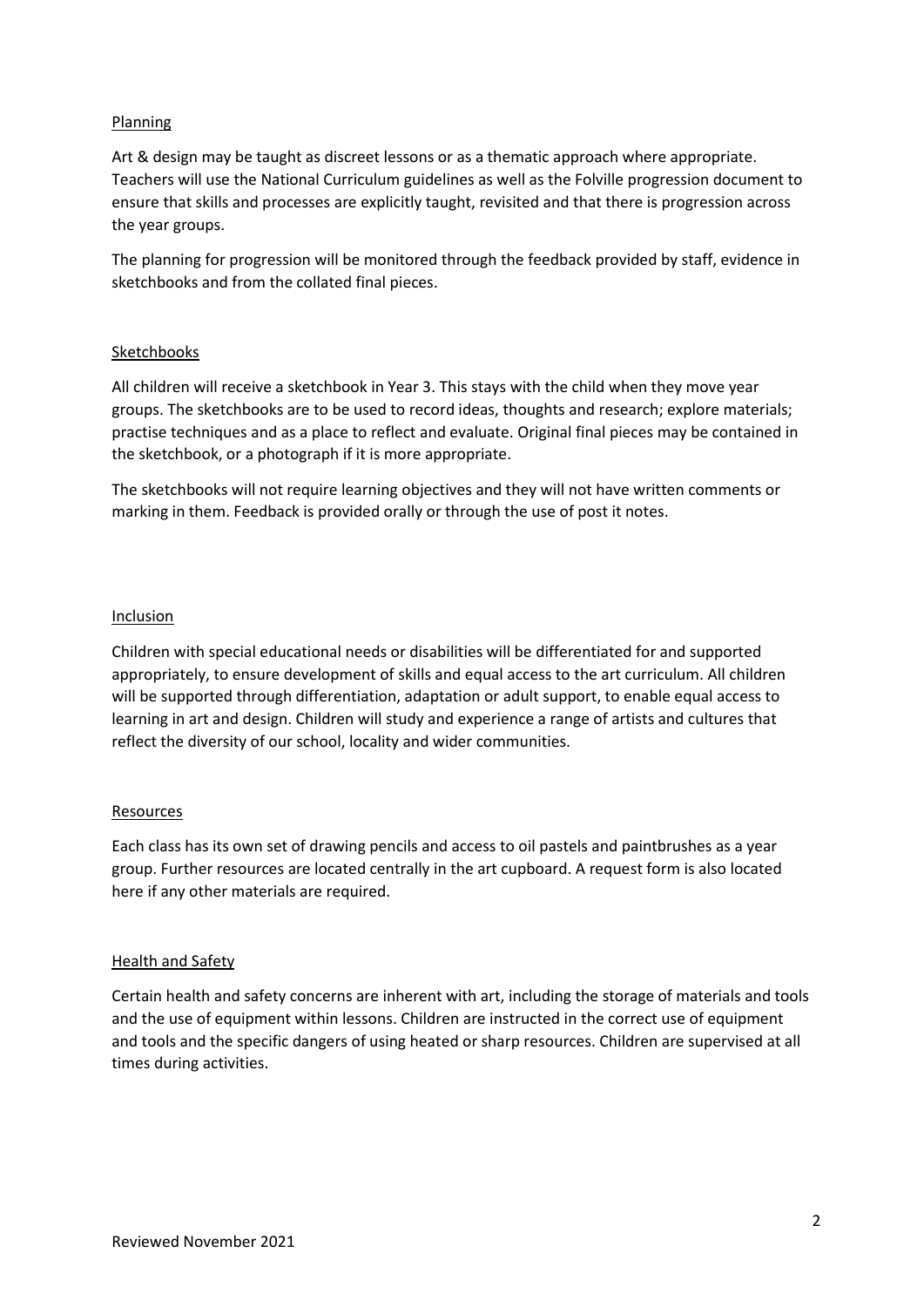## Planning

Art & design may be taught as discreet lessons or as a thematic approach where appropriate. Teachers will use the National Curriculum guidelines as well as the Folville progression document to ensure that skills and processes are explicitly taught, revisited and that there is progression across the year groups.

The planning for progression will be monitored through the feedback provided by staff, evidence in sketchbooks and from the collated final pieces.

## Sketchbooks

All children will receive a sketchbook in Year 3. This stays with the child when they move year groups. The sketchbooks are to be used to record ideas, thoughts and research; explore materials; practise techniques and as a place to reflect and evaluate. Original final pieces may be contained in the sketchbook, or a photograph if it is more appropriate.

The sketchbooks will not require learning objectives and they will not have written comments or marking in them. Feedback is provided orally or through the use of post it notes.

## Inclusion

Children with special educational needs or disabilities will be differentiated for and supported appropriately, to ensure development of skills and equal access to the art curriculum. All children will be supported through differentiation, adaptation or adult support, to enable equal access to learning in art and design. Children will study and experience a range of artists and cultures that reflect the diversity of our school, locality and wider communities.

## Resources

Each class has its own set of drawing pencils and access to oil pastels and paintbrushes as a year group. Further resources are located centrally in the art cupboard. A request form is also located here if any other materials are required.

## Health and Safety

Certain health and safety concerns are inherent with art, including the storage of materials and tools and the use of equipment within lessons. Children are instructed in the correct use of equipment and tools and the specific dangers of using heated or sharp resources. Children are supervised at all times during activities.

Reviewed November 2021